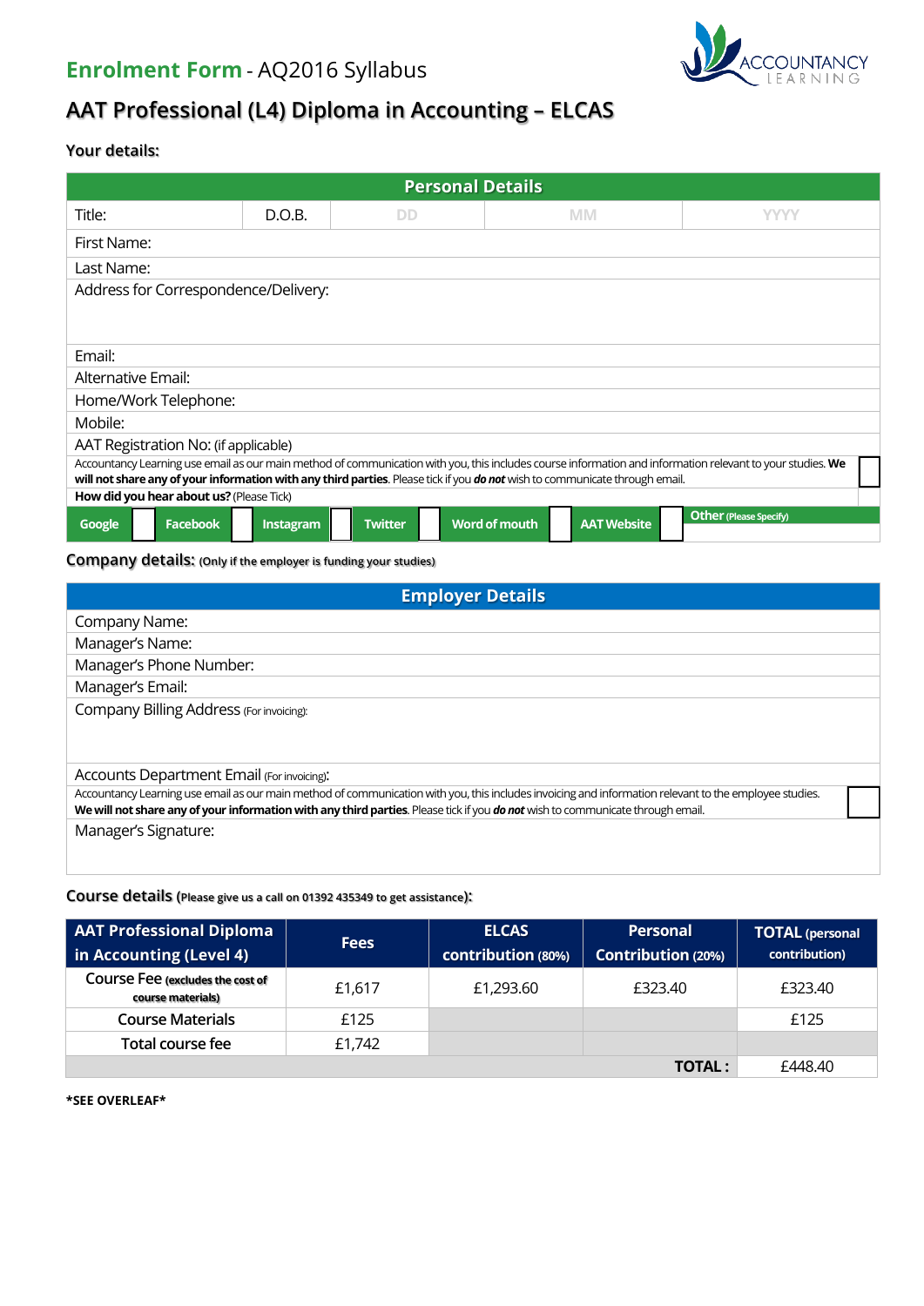## Enrolment Form - AQ2016 Syllabus

ACCOUNTANCY LEARNING

# AAT Professional (L4) Diploma in Accounting – ELCAS

### Your details:

| Personal Details | | | | |
|---|---|---|---|---|
| Title: | D.O.B. | DD | MM | YYYY |
| First Name: | | | | |
| Last Name: | | | | |
| Address for Correspondence/Delivery: | | | | |
| Email: | | | | |
| Alternative Email: | | | | |
| Home/Work Telephone: | | | | |
| Mobile: | | | | |
| AAT Registration No: (if applicable) | | | | |

Accountancy Learning use email as our main method of communication with you, this includes course information and information relevant to your studies. **We will not share any of your information with any third parties**. Please tick if you ***do not*** wish to communicate through email. ☐

**How did you hear about us?** (Please Tick)

| Google ☐ | Facebook ☐ | Instagram ☐ | Twitter ☐ | Word of mouth ☐ | AAT Website ☐ | Other (Please Specify) |
|---|---|---|---|---|---|---|

### Company details: (Only if the employer is funding your studies)

| Employer Details |
|---|
| Company Name: |
| Manager's Name: |
| Manager's Phone Number: |
| Manager's Email: |
| Company Billing Address (For invoicing): |
| Accounts Department Email (For invoicing): |

Accountancy Learning use email as our main method of communication with you, this includes invoicing and information relevant to the employee studies. **We will not share any of your information with any third parties**. Please tick if you ***do not*** wish to communicate through email. ☐

Manager's Signature:

### Course details (Please give us a call on 01392 435349 to get assistance):

| AAT Professional Diploma in Accounting (Level 4) | Fees | ELCAS contribution (80%) | Personal Contribution (20%) | TOTAL (personal contribution) |
|---|---|---|---|---|
| Course Fee (excludes the cost of course materials) | £1,617 | £1,293.60 | £323.40 | £323.40 |
| Course Materials | £125 | | | £125 |
| Total course fee | £1,742 | | | |
| | | | **TOTAL :** | £448.40 |

**\*SEE OVERLEAF\***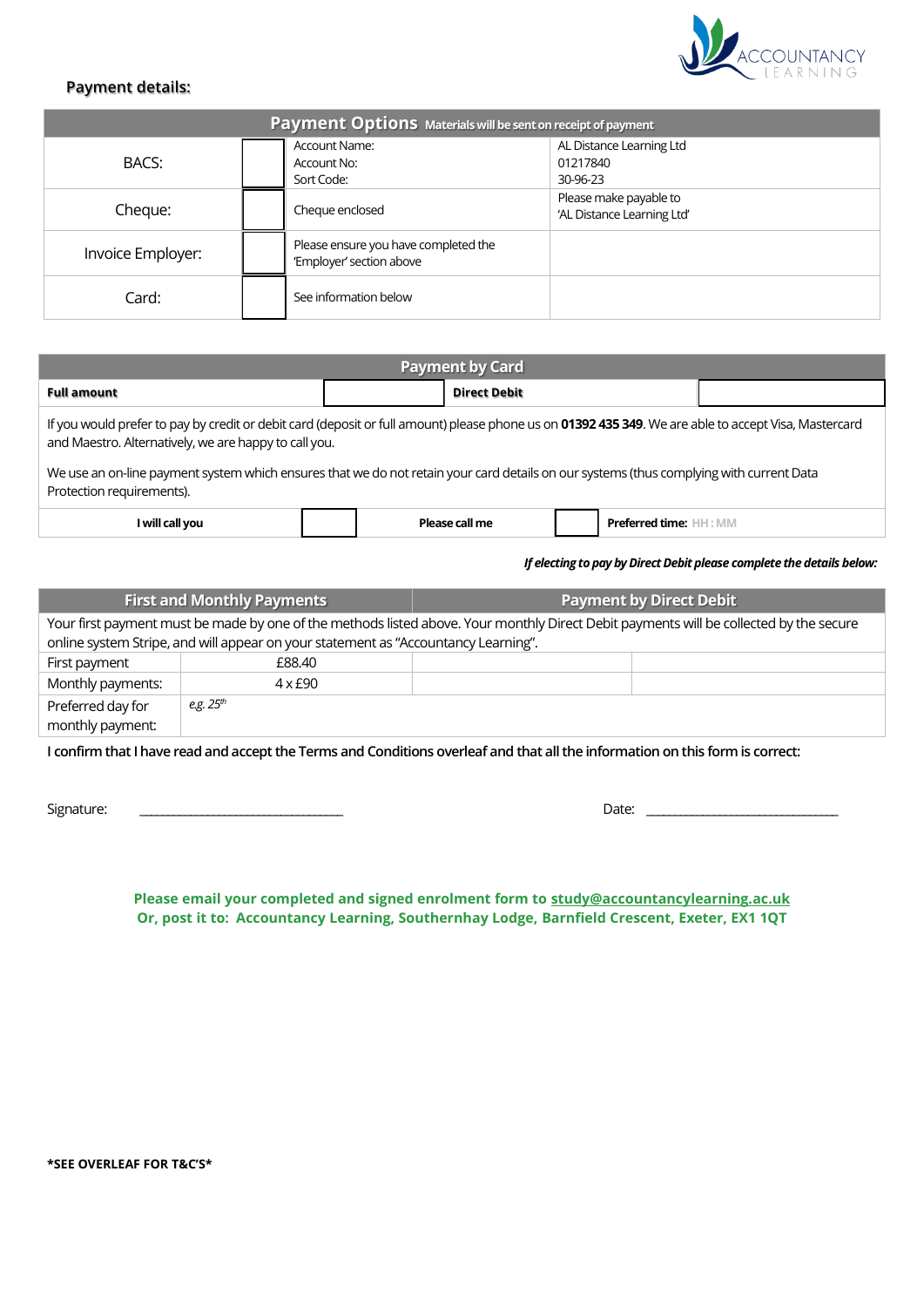## Payment details:

| Payment Options Materials will be sent on receipt of payment | | | |
|---|---|---|---|
| BACS: | | Account Name:<br>Account No:<br>Sort Code: | AL Distance Learning Ltd<br>01217840<br>30-96-23 |
| Cheque: | | Cheque enclosed | Please make payable to 'AL Distance Learning Ltd' |
| Invoice Employer: | | Please ensure you have completed the 'Employer' section above | |
| Card: | | See information below | |

| Payment by Card | | | |
|---|---|---|---|
| **Full amount** | | **Direct Debit** | |

If you would prefer to pay by credit or debit card (deposit or full amount) please phone us on **01392 435 349**. We are able to accept Visa, Mastercard and Maestro. Alternatively, we are happy to call you.

We use an on-line payment system which ensures that we do not retain your card details on our systems (thus complying with current Data Protection requirements).

| **I will call you** | | **Please call me** | | **Preferred time:** HH : MM |
|---|---|---|---|---|

***If electing to pay by Direct Debit please complete the details below:***

| First and Monthly Payments | | Payment by Direct Debit | |
|---|---|---|---|
| Your first payment must be made by one of the methods listed above. Your monthly Direct Debit payments will be collected by the secure online system Stripe, and will appear on your statement as "Accountancy Learning". | | | |
| First payment | £88.40 | | |
| Monthly payments: | 4 x £90 | | |
| Preferred day for monthly payment: | *e.g. 25th* | | |

I confirm that I have read and accept the Terms and Conditions overleaf and that all the information on this form is correct:

Signature: ______________________________ Date: ______________________________

**Please email your completed and signed enrolment form to study@accountancylearning.ac.uk**
**Or, post it to: Accountancy Learning, Southernhay Lodge, Barnfield Crescent, Exeter, EX1 1QT**

***SEE OVERLEAF FOR T&C'S***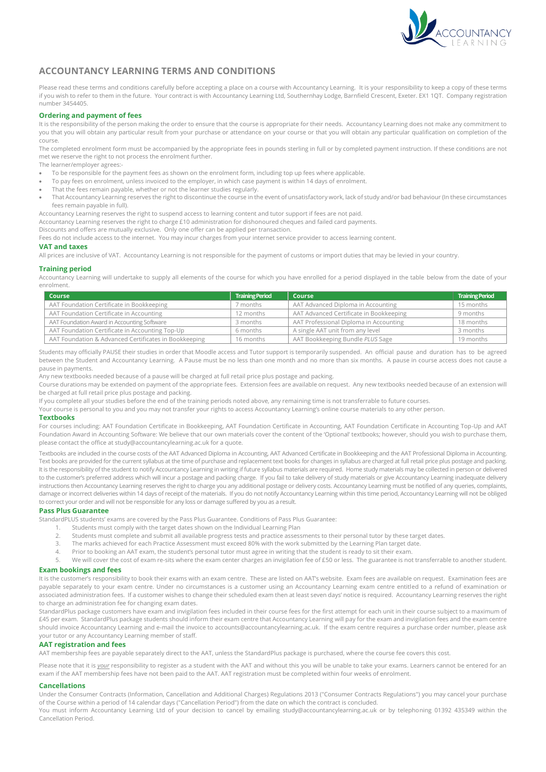# ACCOUNTANCY LEARNING TERMS AND CONDITIONS

Please read these terms and conditions carefully before accepting a place on a course with Accountancy Learning. It is your responsibility to keep a copy of these terms if you wish to refer to them in the future. Your contract is with Accountancy Learning Ltd, Southernhay Lodge, Barnfield Crescent, Exeter. EX1 1QT. Company registration number 3454405.

## Ordering and payment of fees

It is the responsibility of the person making the order to ensure that the course is appropriate for their needs. Accountancy Learning does not make any commitment to you that you will obtain any particular result from your purchase or attendance on your course or that you will obtain any particular qualification on completion of the course.

The completed enrolment form must be accompanied by the appropriate fees in pounds sterling in full or by completed payment instruction. If these conditions are not met we reserve the right to not process the enrolment further.

The learner/employer agrees:-

- To be responsible for the payment fees as shown on the enrolment form, including top up fees where applicable.
- To pay fees on enrolment, unless invoiced to the employer, in which case payment is within 14 days of enrolment.
- That the fees remain payable, whether or not the learner studies regularly.
- That Accountancy Learning reserves the right to discontinue the course in the event of unsatisfactory work, lack of study and/or bad behaviour (In these circumstances fees remain payable in full).

Accountancy Learning reserves the right to suspend access to learning content and tutor support if fees are not paid.

Accountancy Learning reserves the right to charge £10 administration for dishonoured cheques and failed card payments.

Discounts and offers are mutually exclusive. Only one offer can be applied per transaction.

Fees do not include access to the internet. You may incur charges from your internet service provider to access learning content.

## VAT and taxes

All prices are inclusive of VAT. Accountancy Learning is not responsible for the payment of customs or import duties that may be levied in your country.

## Training period

Accountancy Learning will undertake to supply all elements of the course for which you have enrolled for a period displayed in the table below from the date of your enrolment.

| Course | Training Period | Course | Training Period |
|---|---|---|---|
| AAT Foundation Certificate in Bookkeeping | 7 months | AAT Advanced Diploma in Accounting | 15 months |
| AAT Foundation Certificate in Accounting | 12 months | AAT Advanced Certificate in Bookkeeping | 9 months |
| AAT Foundation Award in Accounting Software | 3 months | AAT Professional Diploma in Accounting | 18 months |
| AAT Foundation Certificate in Accounting Top-Up | 6 months | A single AAT unit from any level | 3 months |
| AAT Foundation & Advanced Certificates in Bookkeeping | 16 months | AAT Bookkeeping Bundle *PLUS* Sage | 19 months |

Students may officially PAUSE their studies in order that Moodle access and Tutor support is temporarily suspended. An official pause and duration has to be agreed between the Student and Accountancy Learning. A Pause must be no less than one month and no more than six months. A pause in course access does not cause a pause in payments.

Any new textbooks needed because of a pause will be charged at full retail price plus postage and packing.

Course durations may be extended on payment of the appropriate fees. Extension fees are available on request. Any new textbooks needed because of an extension will be charged at full retail price plus postage and packing.

If you complete all your studies before the end of the training periods noted above, any remaining time is not transferrable to future courses.

Your course is personal to you and you may not transfer your rights to access Accountancy Learning's online course materials to any other person.

## Textbooks

For courses including: AAT Foundation Certificate in Bookkeeping, AAT Foundation Certificate in Accounting, AAT Foundation Certificate in Accounting Top-Up and AAT Foundation Award in Accounting Software: We believe that our own materials cover the content of the 'Optional' textbooks; however, should you wish to purchase them, please contact the office at study@accountancylearning.ac.uk for a quote.

Textbooks are included in the course costs of the AAT Advanced Diploma in Accounting, AAT Advanced Certificate in Bookkeeping and the AAT Professional Diploma in Accounting. Text books are provided for the current syllabus at the time of purchase and replacement text books for changes in syllabus are charged at full retail price plus postage and packing. It is the responsibility of the student to notify Accountancy Learning in writing if future syllabus materials are required. Home study materials may be collected in person or delivered to the customer's preferred address which will incur a postage and packing charge. If you fail to take delivery of study materials or give Accountancy Learning inadequate delivery instructions then Accountancy Learning reserves the right to charge you any additional postage or delivery costs. Accountancy Learning must be notified of any queries, complaints, damage or incorrect deliveries within 14 days of receipt of the materials. If you do not notify Accountancy Learning within this time period, Accountancy Learning will not be obliged to correct your order and will not be responsible for any loss or damage suffered by you as a result.

## Pass Plus Guarantee

StandardPLUS students' exams are covered by the Pass Plus Guarantee. Conditions of Pass Plus Guarantee:

1. Students must comply with the target dates shown on the Individual Learning Plan
2. Students must complete and submit all available progress tests and practice assessments to their personal tutor by these target dates.
3. The marks achieved for each Practice Assessment must exceed 80% with the work submitted by the Learning Plan target date.
4. Prior to booking an AAT exam, the student's personal tutor must agree in writing that the student is ready to sit their exam.
5. We will cover the cost of exam re-sits where the exam center charges an invigilation fee of £50 or less. The guarantee is not transferrable to another student.

## Exam bookings and fees

It is the customer's responsibility to book their exams with an exam centre. These are listed on AAT's website. Exam fees are available on request. Examination fees are payable separately to your exam centre. Under no circumstances is a customer using an Accountancy Learning exam centre entitled to a refund of examination or associated administration fees. If a customer wishes to change their scheduled exam then at least seven days' notice is required. Accountancy Learning reserves the right to charge an administration fee for changing exam dates.

StandardPlus package customers have exam and invigilation fees included in their course fees for the first attempt for each unit in their course subject to a maximum of £45 per exam. StandardPlus package students should inform their exam centre that Accountancy Learning will pay for the exam and invigilation fees and the exam centre should invoice Accountancy Learning and e-mail the invoice to accounts@accountancylearning.ac.uk. If the exam centre requires a purchase order number, please ask your tutor or any Accountancy Learning member of staff.

## AAT registration and fees

AAT membership fees are payable separately direct to the AAT, unless the StandardPlus package is purchased, where the course fee covers this cost.

Please note that it is ***your*** responsibility to register as a student with the AAT and without this you will be unable to take your exams. Learners cannot be entered for an exam if the AAT membership fees have not been paid to the AAT. AAT registration must be completed within four weeks of enrolment.

## Cancellations

Under the Consumer Contracts (Information, Cancellation and Additional Charges) Regulations 2013 ("Consumer Contracts Regulations") you may cancel your purchase of the Course within a period of 14 calendar days ("Cancellation Period") from the date on which the contract is concluded.

You must inform Accountancy Learning Ltd of your decision to cancel by emailing study@accountancylearning.ac.uk or by telephoning 01392 435349 within the Cancellation Period.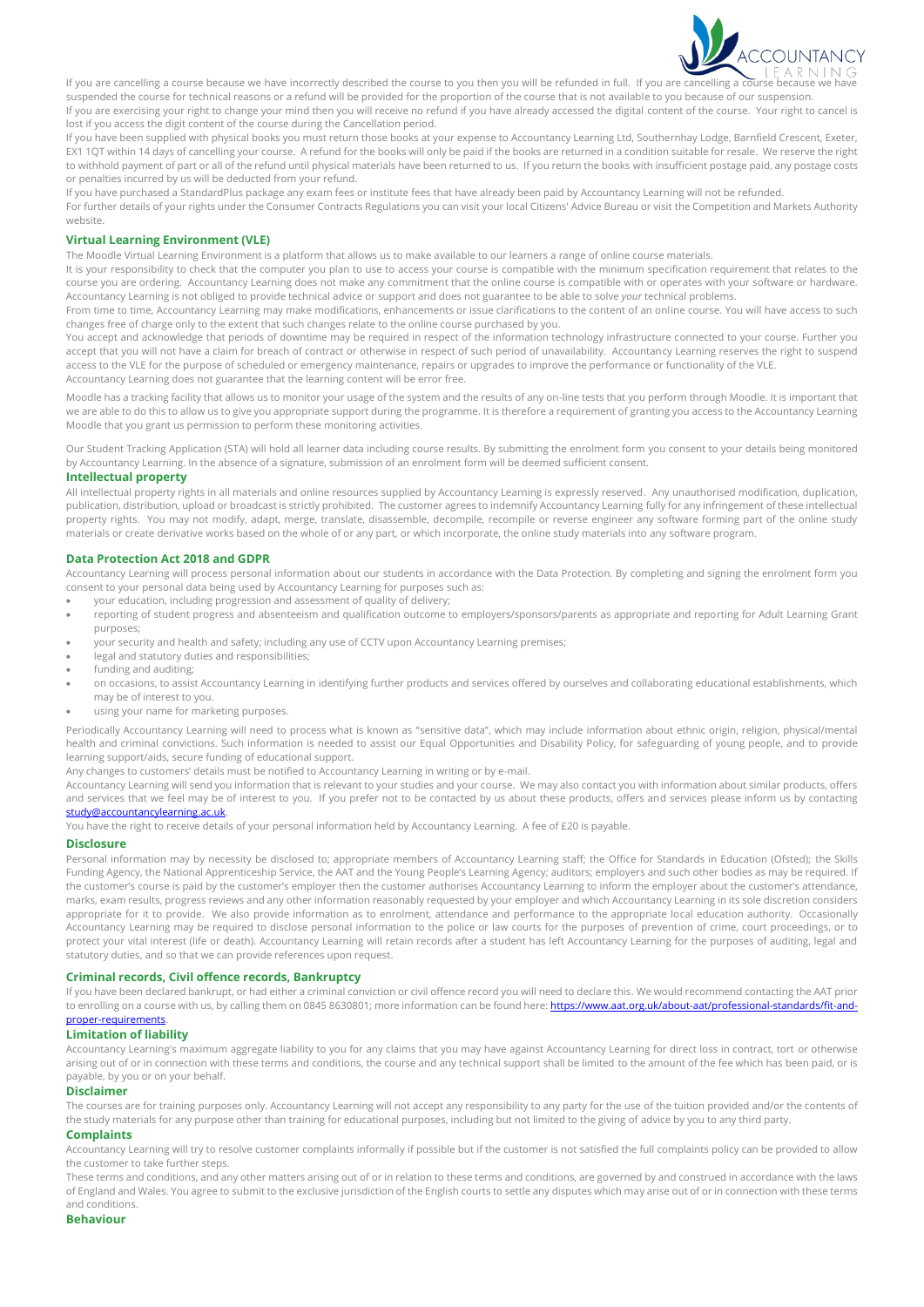If you are cancelling a course because we have incorrectly described the course to you then you will be refunded in full. If you are cancelling a course because we have suspended the course for technical reasons or a refund will be provided for the proportion of the course that is not available to you because of our suspension.

If you are exercising your right to change your mind then you will receive no refund if you have already accessed the digital content of the course. Your right to cancel is lost if you access the digit content of the course during the Cancellation period.

If you have been supplied with physical books you must return those books at your expense to Accountancy Learning Ltd, Southernhay Lodge, Barnfield Crescent, Exeter, EX1 1QT within 14 days of cancelling your course. A refund for the books will only be paid if the books are returned in a condition suitable for resale. We reserve the right to withhold payment of part or all of the refund until physical materials have been returned to us. If you return the books with insufficient postage paid, any postage costs or penalties incurred by us will be deducted from your refund.

If you have purchased a StandardPlus package any exam fees or institute fees that have already been paid by Accountancy Learning will not be refunded.

For further details of your rights under the Consumer Contracts Regulations you can visit your local Citizens' Advice Bureau or visit the Competition and Markets Authority website.

### Virtual Learning Environment (VLE)

The Moodle Virtual Learning Environment is a platform that allows us to make available to our learners a range of online course materials.

It is your responsibility to check that the computer you plan to use to access your course is compatible with the minimum specification requirement that relates to the course you are ordering. Accountancy Learning does not make any commitment that the online course is compatible with or operates with your software or hardware. Accountancy Learning is not obliged to provide technical advice or support and does not guarantee to be able to solve *your* technical problems.

From time to time, Accountancy Learning may make modifications, enhancements or issue clarifications to the content of an online course. You will have access to such changes free of charge only to the extent that such changes relate to the online course purchased by you.

You accept and acknowledge that periods of downtime may be required in respect of the information technology infrastructure connected to your course. Further you accept that you will not have a claim for breach of contract or otherwise in respect of such period of unavailability. Accountancy Learning reserves the right to suspend access to the VLE for the purpose of scheduled or emergency maintenance, repairs or upgrades to improve the performance or functionality of the VLE.

Accountancy Learning does not guarantee that the learning content will be error free.

Moodle has a tracking facility that allows us to monitor your usage of the system and the results of any on-line tests that you perform through Moodle. It is important that we are able to do this to allow us to give you appropriate support during the programme. It is therefore a requirement of granting you access to the Accountancy Learning Moodle that you grant us permission to perform these monitoring activities.

Our Student Tracking Application (STA) will hold all learner data including course results. By submitting the enrolment form you consent to your details being monitored by Accountancy Learning. In the absence of a signature, submission of an enrolment form will be deemed sufficient consent.

### Intellectual property

All intellectual property rights in all materials and online resources supplied by Accountancy Learning is expressly reserved. Any unauthorised modification, duplication, publication, distribution, upload or broadcast is strictly prohibited. The customer agrees to indemnify Accountancy Learning fully for any infringement of these intellectual property rights. You may not modify, adapt, merge, translate, disassemble, decompile, recompile or reverse engineer any software forming part of the online study materials or create derivative works based on the whole of or any part, or which incorporate, the online study materials into any software program.

### Data Protection Act 2018 and GDPR

Accountancy Learning will process personal information about our students in accordance with the Data Protection. By completing and signing the enrolment form you consent to your personal data being used by Accountancy Learning for purposes such as:

- your education, including progression and assessment of quality of delivery;
- reporting of student progress and absenteeism and qualification outcome to employers/sponsors/parents as appropriate and reporting for Adult Learning Grant purposes;
- your security and health and safety; including any use of CCTV upon Accountancy Learning premises;
- legal and statutory duties and responsibilities;
- funding and auditing;
- on occasions, to assist Accountancy Learning in identifying further products and services offered by ourselves and collaborating educational establishments, which may be of interest to you.
- using your name for marketing purposes.

Periodically Accountancy Learning will need to process what is known as "sensitive data", which may include information about ethnic origin, religion, physical/mental health and criminal convictions. Such information is needed to assist our Equal Opportunities and Disability Policy, for safeguarding of young people, and to provide learning support/aids, secure funding of educational support.

Any changes to customers' details must be notified to Accountancy Learning in writing or by e-mail.

Accountancy Learning will send you information that is relevant to your studies and your course. We may also contact you with information about similar products, offers and services that we feel may be of interest to you. If you prefer not to be contacted by us about these products, offers and services please inform us by contacting study@accountancylearning.ac.uk.

You have the right to receive details of your personal information held by Accountancy Learning. A fee of £20 is payable.

### Disclosure

Personal information may by necessity be disclosed to; appropriate members of Accountancy Learning staff; the Office for Standards in Education (Ofsted); the Skills Funding Agency, the National Apprenticeship Service, the AAT and the Young People's Learning Agency; auditors; employers and such other bodies as may be required. If the customer's course is paid by the customer's employer then the customer authorises Accountancy Learning to inform the employer about the customer's attendance, marks, exam results, progress reviews and any other information reasonably requested by your employer and which Accountancy Learning in its sole discretion considers appropriate for it to provide. We also provide information as to enrolment, attendance and performance to the appropriate local education authority. Occasionally Accountancy Learning may be required to disclose personal information to the police or law courts for the purposes of prevention of crime, court proceedings, or to protect your vital interest (life or death). Accountancy Learning will retain records after a student has left Accountancy Learning for the purposes of auditing, legal and statutory duties, and so that we can provide references upon request.

### Criminal records, Civil offence records, Bankruptcy

If you have been declared bankrupt, or had either a criminal conviction or civil offence record you will need to declare this. We would recommend contacting the AAT prior to enrolling on a course with us, by calling them on 0845 8630801; more information can be found here: https://www.aat.org.uk/about-aat/professional-standards/fit-and-proper-requirements.

### Limitation of liability

Accountancy Learning's maximum aggregate liability to you for any claims that you may have against Accountancy Learning for direct loss in contract, tort or otherwise arising out of or in connection with these terms and conditions, the course and any technical support shall be limited to the amount of the fee which has been paid, or is payable, by you or on your behalf.

### Disclaimer

The courses are for training purposes only. Accountancy Learning will not accept any responsibility to any party for the use of the tuition provided and/or the contents of the study materials for any purpose other than training for educational purposes, including but not limited to the giving of advice by you to any third party.

### Complaints

Accountancy Learning will try to resolve customer complaints informally if possible but if the customer is not satisfied the full complaints policy can be provided to allow the customer to take further steps.

These terms and conditions, and any other matters arising out of or in relation to these terms and conditions, are governed by and construed in accordance with the laws of England and Wales. You agree to submit to the exclusive jurisdiction of the English courts to settle any disputes which may arise out of or in connection with these terms and conditions.

### Behaviour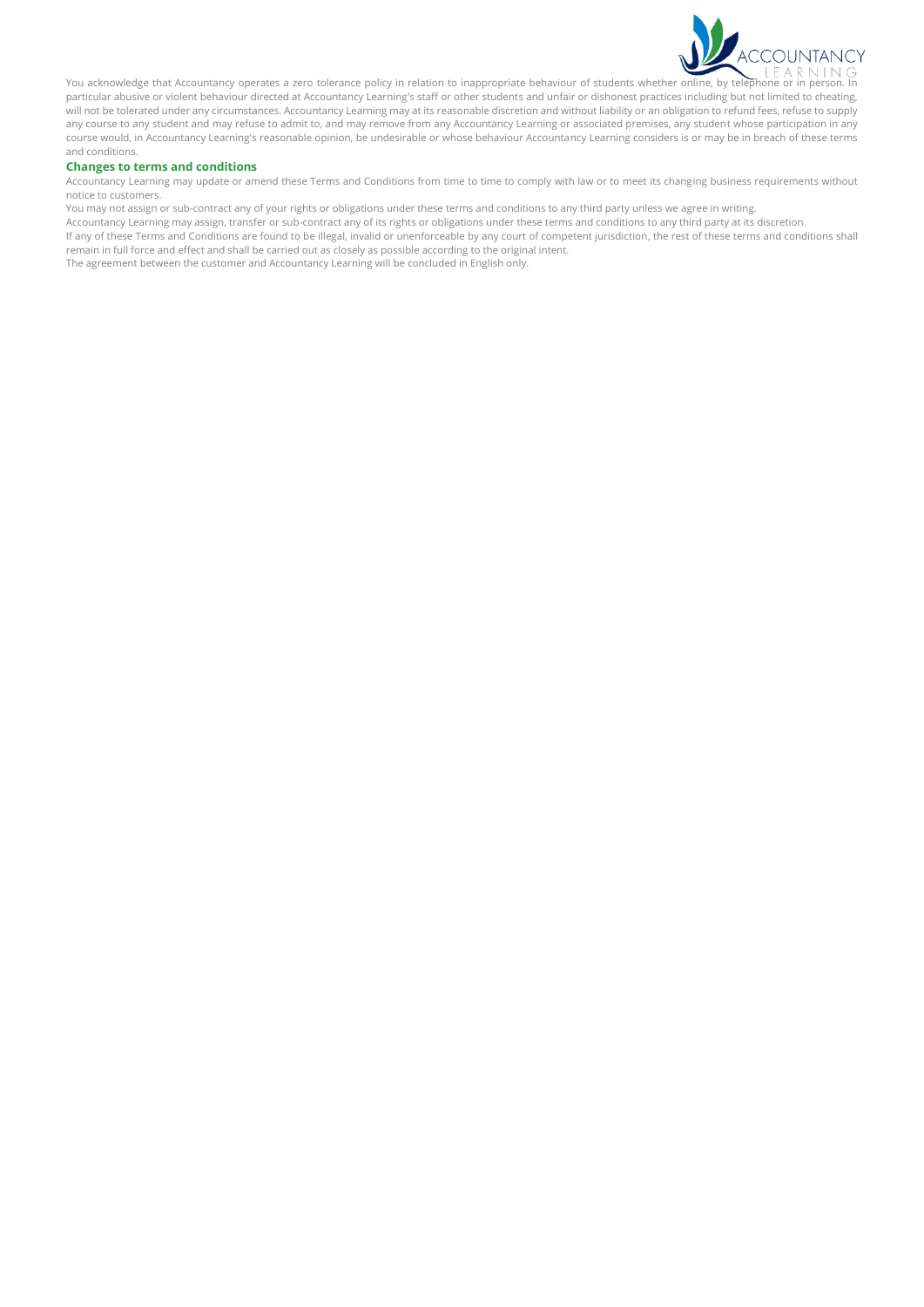You acknowledge that Accountancy operates a zero tolerance policy in relation to inappropriate behaviour of students whether online, by telephone or in person. In particular abusive or violent behaviour directed at Accountancy Learning's staff or other students and unfair or dishonest practices including but not limited to cheating, will not be tolerated under any circumstances. Accountancy Learning may at its reasonable discretion and without liability or an obligation to refund fees, refuse to supply any course to any student and may refuse to admit to, and may remove from any Accountancy Learning or associated premises, any student whose participation in any course would, in Accountancy Learning's reasonable opinion, be undesirable or whose behaviour Accountancy Learning considers is or may be in breach of these terms and conditions.

## Changes to terms and conditions

Accountancy Learning may update or amend these Terms and Conditions from time to time to comply with law or to meet its changing business requirements without notice to customers.

You may not assign or sub-contract any of your rights or obligations under these terms and conditions to any third party unless we agree in writing.

Accountancy Learning may assign, transfer or sub-contract any of its rights or obligations under these terms and conditions to any third party at its discretion.

If any of these Terms and Conditions are found to be illegal, invalid or unenforceable by any court of competent jurisdiction, the rest of these terms and conditions shall remain in full force and effect and shall be carried out as closely as possible according to the original intent.

The agreement between the customer and Accountancy Learning will be concluded in English only.